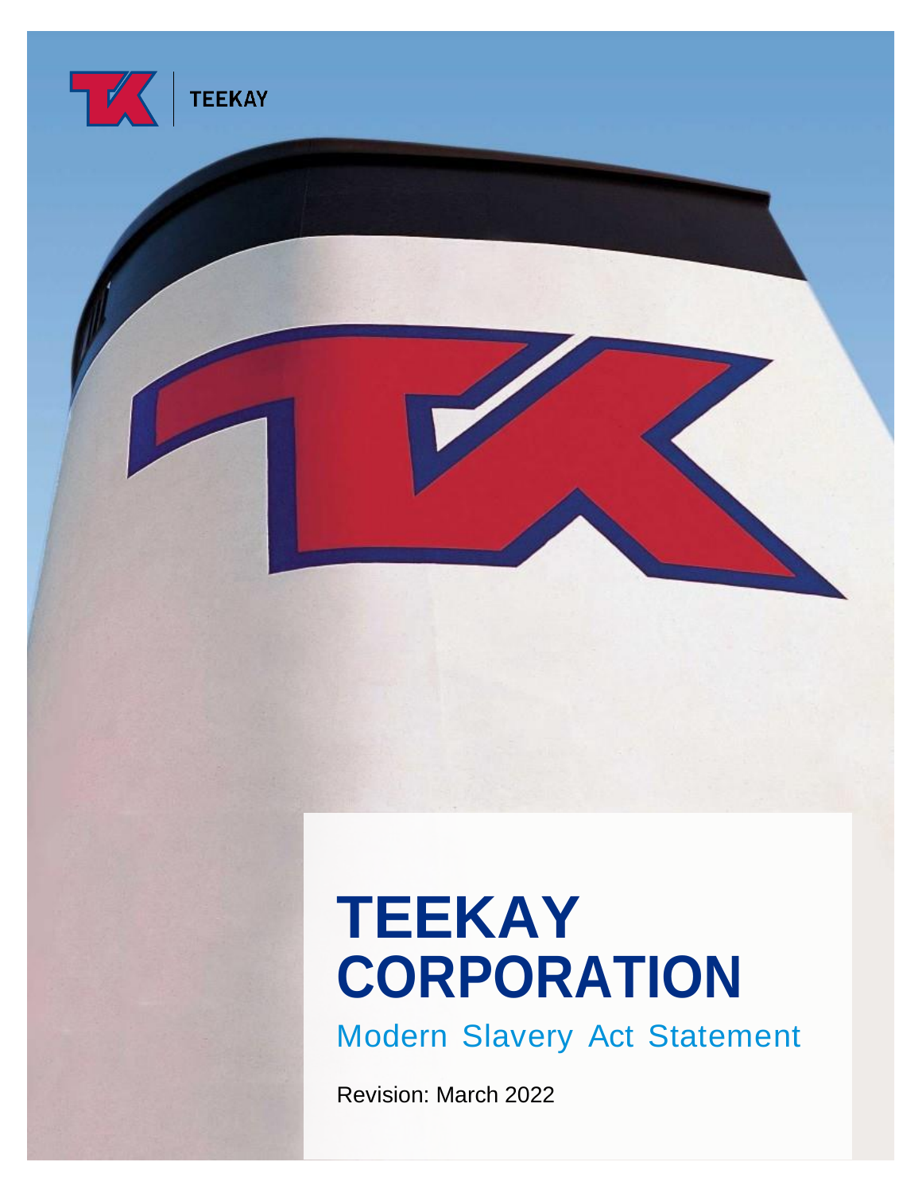TEEKAY

# TEEKAY CORPORATION

## Modern Slavery Act Statement

Revision: March 2022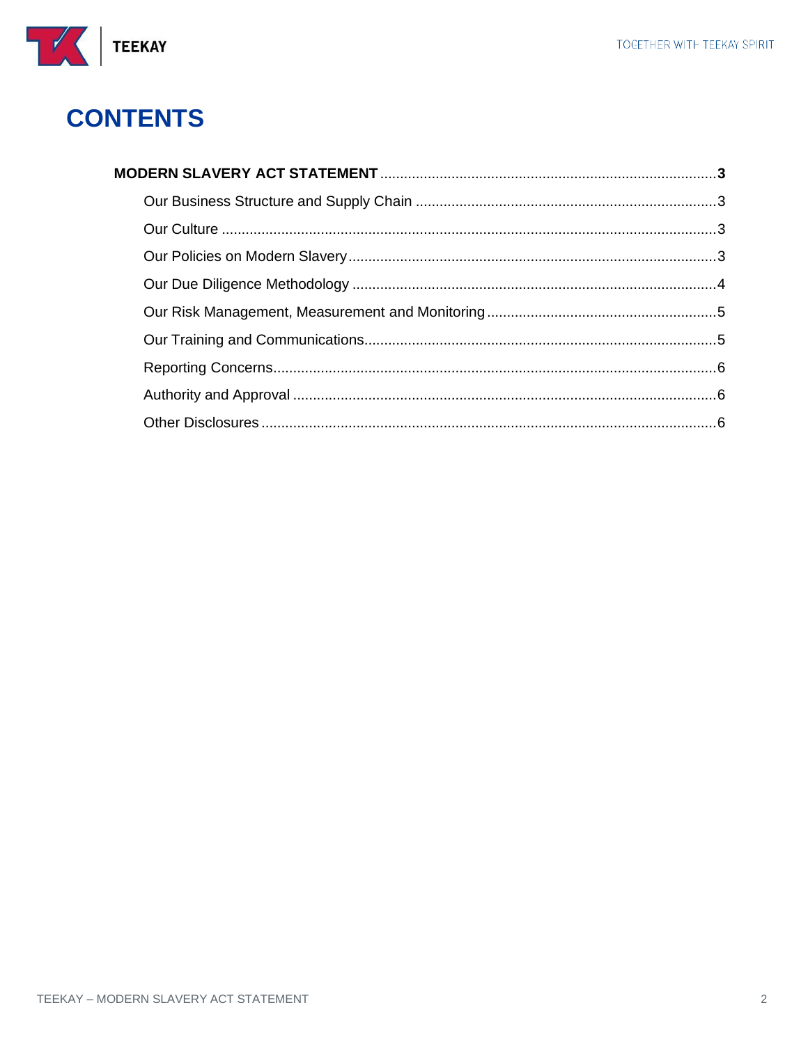# CONTENTS

**MODERN SLAVERY ACT STATEMENT** .......... **3**

- Our Business Structure and Supply Chain .......... 3
- Our Culture .......... 3
- Our Policies on Modern Slavery .......... 3
- Our Due Diligence Methodology .......... 4
- Our Risk Management, Measurement and Monitoring .......... 5
- Our Training and Communications .......... 5
- Reporting Concerns .......... 6
- Authority and Approval .......... 6
- Other Disclosures .......... 6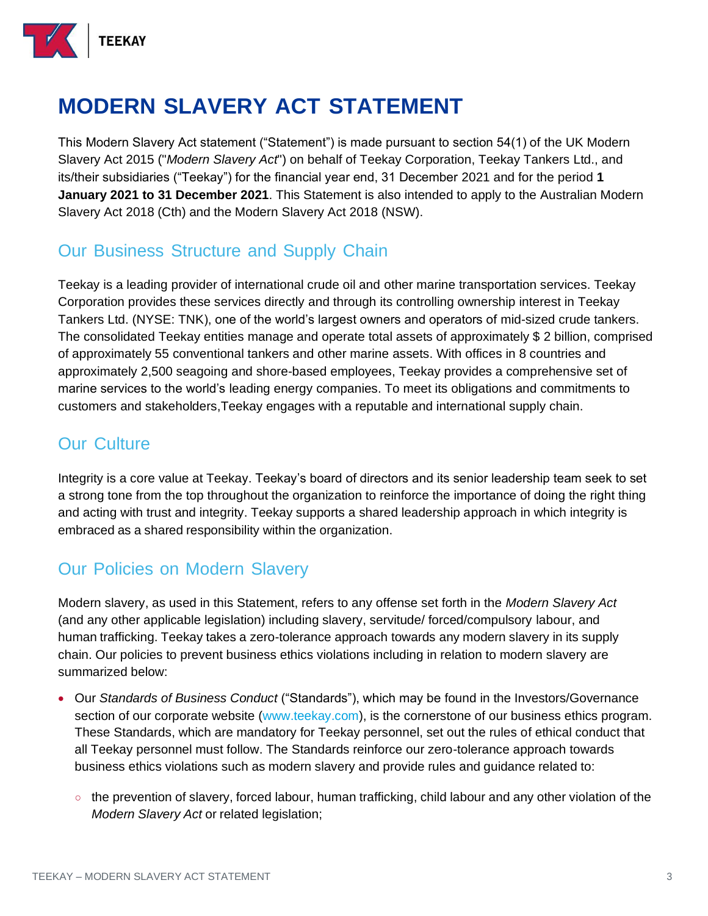# MODERN SLAVERY ACT STATEMENT

This Modern Slavery Act statement ("Statement") is made pursuant to section 54(1) of the UK Modern Slavery Act 2015 ("*Modern Slavery Act*") on behalf of Teekay Corporation, Teekay Tankers Ltd., and its/their subsidiaries ("Teekay") for the financial year end, 31 December 2021 and for the period **1 January 2021 to 31 December 2021**. This Statement is also intended to apply to the Australian Modern Slavery Act 2018 (Cth) and the Modern Slavery Act 2018 (NSW).

## Our Business Structure and Supply Chain

Teekay is a leading provider of international crude oil and other marine transportation services. Teekay Corporation provides these services directly and through its controlling ownership interest in Teekay Tankers Ltd. (NYSE: TNK), one of the world's largest owners and operators of mid-sized crude tankers. The consolidated Teekay entities manage and operate total assets of approximately $ 2 billion, comprised of approximately 55 conventional tankers and other marine assets. With offices in 8 countries and approximately 2,500 seagoing and shore-based employees, Teekay provides a comprehensive set of marine services to the world's leading energy companies. To meet its obligations and commitments to customers and stakeholders,Teekay engages with a reputable and international supply chain.

## Our Culture

Integrity is a core value at Teekay. Teekay's board of directors and its senior leadership team seek to set a strong tone from the top throughout the organization to reinforce the importance of doing the right thing and acting with trust and integrity. Teekay supports a shared leadership approach in which integrity is embraced as a shared responsibility within the organization.

## Our Policies on Modern Slavery

Modern slavery, as used in this Statement, refers to any offense set forth in the *Modern Slavery Act* (and any other applicable legislation) including slavery, servitude/ forced/compulsory labour, and human trafficking. Teekay takes a zero-tolerance approach towards any modern slavery in its supply chain. Our policies to prevent business ethics violations including in relation to modern slavery are summarized below:

- Our *Standards of Business Conduct* ("Standards"), which may be found in the Investors/Governance section of our corporate website (www.teekay.com), is the cornerstone of our business ethics program. These Standards, which are mandatory for Teekay personnel, set out the rules of ethical conduct that all Teekay personnel must follow. The Standards reinforce our zero-tolerance approach towards business ethics violations such as modern slavery and provide rules and guidance related to:
  - the prevention of slavery, forced labour, human trafficking, child labour and any other violation of the *Modern Slavery Act* or related legislation;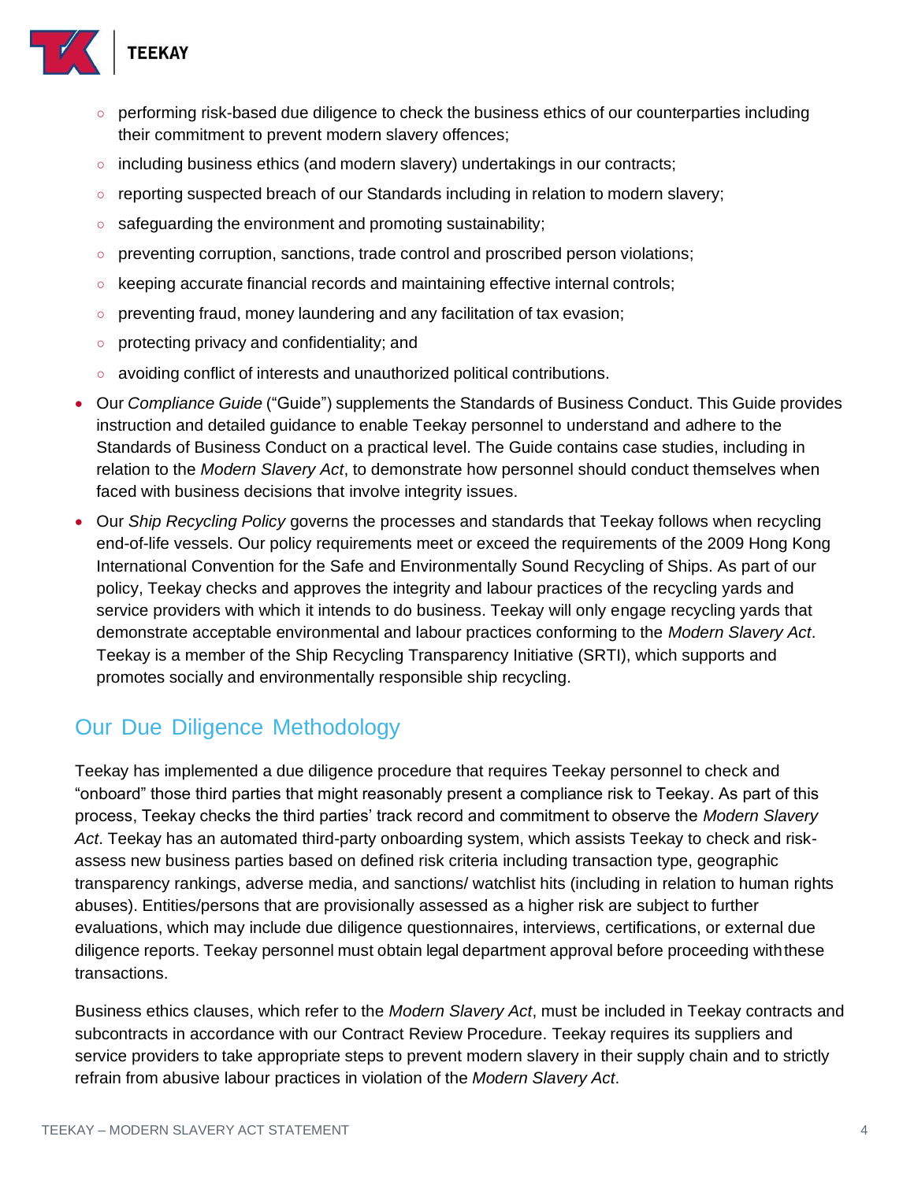- performing risk-based due diligence to check the business ethics of our counterparties including their commitment to prevent modern slavery offences;
    - including business ethics (and modern slavery) undertakings in our contracts;
    - reporting suspected breach of our Standards including in relation to modern slavery;
    - safeguarding the environment and promoting sustainability;
    - preventing corruption, sanctions, trade control and proscribed person violations;
    - keeping accurate financial records and maintaining effective internal controls;
    - preventing fraud, money laundering and any facilitation of tax evasion;
    - protecting privacy and confidentiality; and
    - avoiding conflict of interests and unauthorized political contributions.
- Our *Compliance Guide* ("Guide") supplements the Standards of Business Conduct. This Guide provides instruction and detailed guidance to enable Teekay personnel to understand and adhere to the Standards of Business Conduct on a practical level. The Guide contains case studies, including in relation to the *Modern Slavery Act*, to demonstrate how personnel should conduct themselves when faced with business decisions that involve integrity issues.
- Our *Ship Recycling Policy* governs the processes and standards that Teekay follows when recycling end-of-life vessels. Our policy requirements meet or exceed the requirements of the 2009 Hong Kong International Convention for the Safe and Environmentally Sound Recycling of Ships. As part of our policy, Teekay checks and approves the integrity and labour practices of the recycling yards and service providers with which it intends to do business. Teekay will only engage recycling yards that demonstrate acceptable environmental and labour practices conforming to the *Modern Slavery Act*. Teekay is a member of the Ship Recycling Transparency Initiative (SRTI), which supports and promotes socially and environmentally responsible ship recycling.

## Our Due Diligence Methodology

Teekay has implemented a due diligence procedure that requires Teekay personnel to check and "onboard" those third parties that might reasonably present a compliance risk to Teekay. As part of this process, Teekay checks the third parties' track record and commitment to observe the *Modern Slavery Act*. Teekay has an automated third-party onboarding system, which assists Teekay to check and risk-assess new business parties based on defined risk criteria including transaction type, geographic transparency rankings, adverse media, and sanctions/ watchlist hits (including in relation to human rights abuses). Entities/persons that are provisionally assessed as a higher risk are subject to further evaluations, which may include due diligence questionnaires, interviews, certifications, or external due diligence reports. Teekay personnel must obtain legal department approval before proceeding with these transactions.

Business ethics clauses, which refer to the *Modern Slavery Act*, must be included in Teekay contracts and subcontracts in accordance with our Contract Review Procedure. Teekay requires its suppliers and service providers to take appropriate steps to prevent modern slavery in their supply chain and to strictly refrain from abusive labour practices in violation of the *Modern Slavery Act*.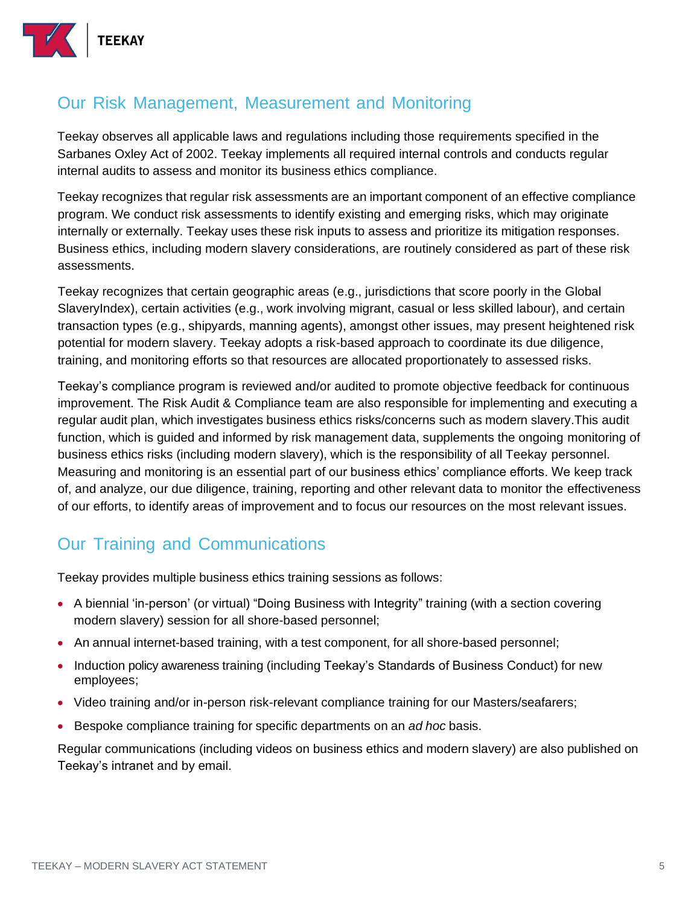## Our Risk Management, Measurement and Monitoring

Teekay observes all applicable laws and regulations including those requirements specified in the Sarbanes Oxley Act of 2002. Teekay implements all required internal controls and conducts regular internal audits to assess and monitor its business ethics compliance.

Teekay recognizes that regular risk assessments are an important component of an effective compliance program. We conduct risk assessments to identify existing and emerging risks, which may originate internally or externally. Teekay uses these risk inputs to assess and prioritize its mitigation responses. Business ethics, including modern slavery considerations, are routinely considered as part of these risk assessments.

Teekay recognizes that certain geographic areas (e.g., jurisdictions that score poorly in the Global SlaveryIndex), certain activities (e.g., work involving migrant, casual or less skilled labour), and certain transaction types (e.g., shipyards, manning agents), amongst other issues, may present heightened risk potential for modern slavery. Teekay adopts a risk-based approach to coordinate its due diligence, training, and monitoring efforts so that resources are allocated proportionately to assessed risks.

Teekay's compliance program is reviewed and/or audited to promote objective feedback for continuous improvement. The Risk Audit & Compliance team are also responsible for implementing and executing a regular audit plan, which investigates business ethics risks/concerns such as modern slavery.This audit function, which is guided and informed by risk management data, supplements the ongoing monitoring of business ethics risks (including modern slavery), which is the responsibility of all Teekay personnel. Measuring and monitoring is an essential part of our business ethics' compliance efforts. We keep track of, and analyze, our due diligence, training, reporting and other relevant data to monitor the effectiveness of our efforts, to identify areas of improvement and to focus our resources on the most relevant issues.

## Our Training and Communications

Teekay provides multiple business ethics training sessions as follows:

- A biennial 'in-person' (or virtual) "Doing Business with Integrity" training (with a section covering modern slavery) session for all shore-based personnel;
- An annual internet-based training, with a test component, for all shore-based personnel;
- Induction policy awareness training (including Teekay's Standards of Business Conduct) for new employees;
- Video training and/or in-person risk-relevant compliance training for our Masters/seafarers;
- Bespoke compliance training for specific departments on an *ad hoc* basis.

Regular communications (including videos on business ethics and modern slavery) are also published on Teekay's intranet and by email.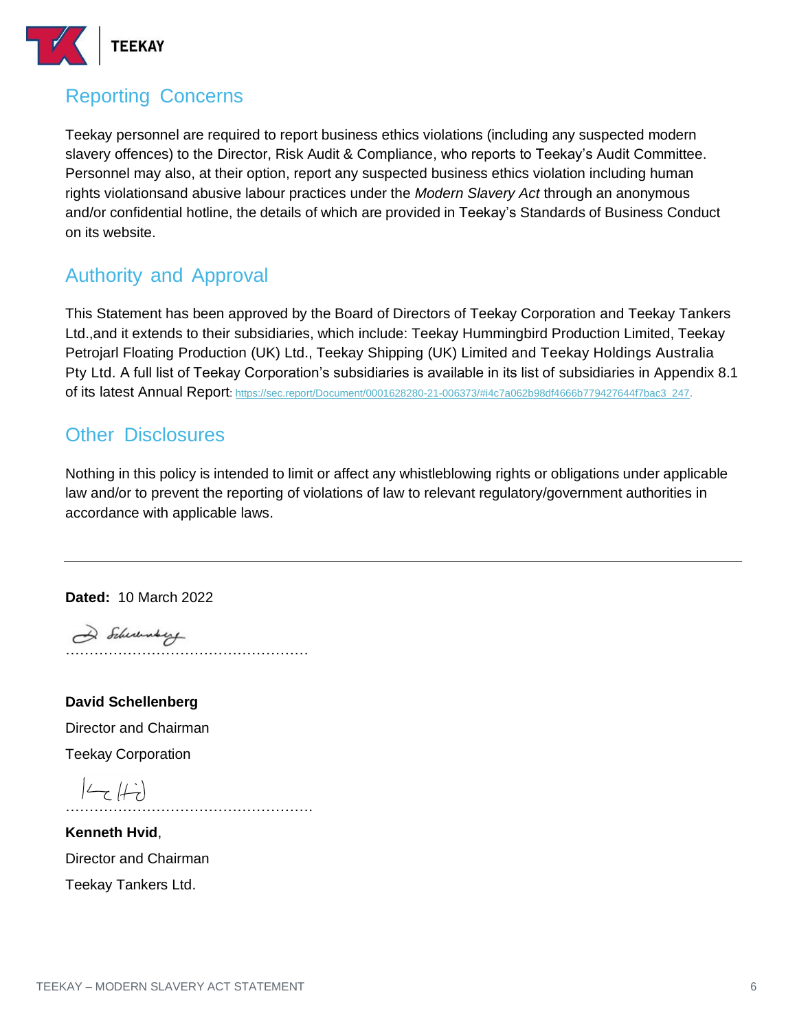## Reporting Concerns

Teekay personnel are required to report business ethics violations (including any suspected modern slavery offences) to the Director, Risk Audit & Compliance, who reports to Teekay's Audit Committee. Personnel may also, at their option, report any suspected business ethics violation including human rights violationsand abusive labour practices under the *Modern Slavery Act* through an anonymous and/or confidential hotline, the details of which are provided in Teekay's Standards of Business Conduct on its website.

## Authority and Approval

This Statement has been approved by the Board of Directors of Teekay Corporation and Teekay Tankers Ltd.,and it extends to their subsidiaries, which include: Teekay Hummingbird Production Limited, Teekay Petrojarl Floating Production (UK) Ltd., Teekay Shipping (UK) Limited and Teekay Holdings Australia Pty Ltd. A full list of Teekay Corporation's subsidiaries is available in its list of subsidiaries in Appendix 8.1 of its latest Annual Report: https://sec.report/Document/0001628280-21-006373/#i4c7a062b98df4666b779427644f7bac3_247.

## Other Disclosures

Nothing in this policy is intended to limit or affect any whistleblowing rights or obligations under applicable law and/or to prevent the reporting of violations of law to relevant regulatory/government authorities in accordance with applicable laws.

---

**Dated:** 10 March 2022

……………………………………………

**David Schellenberg**

Director and Chairman

Teekay Corporation

……………………………………………

**Kenneth Hvid**,

Director and Chairman

Teekay Tankers Ltd.